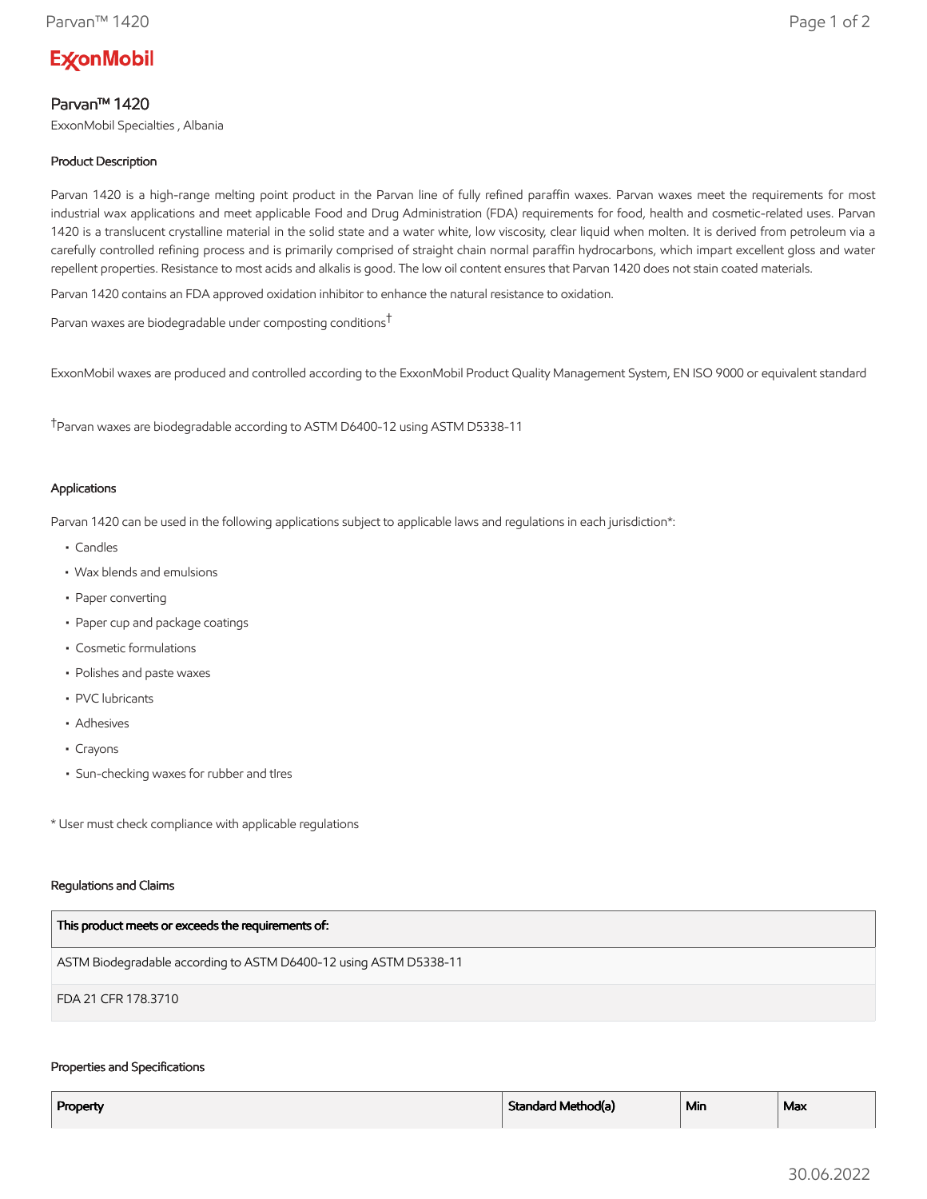# Parvan™ 1420

ExxonMobil Specialties , Albania

### Product Description

Parvan 1420 is a high-range melting point product in the Parvan line of fully refined paraffin waxes. Parvan waxes meet the requirements for most industrial wax applications and meet applicable Food and Drug Administration (FDA) requirements for food, health and cosmetic-related uses. Parvan 1420 is a translucent crystalline material in the solid state and a water white, low viscosity, clear liquid when molten. It is derived from petroleum via a carefully controlled refining process and is primarily comprised of straight chain normal paraffin hydrocarbons, which impart excellent gloss and water repellent properties. Resistance to most acids and alkalis is good. The low oil content ensures that Parvan 1420 does not stain coated materials.

Parvan 1420 contains an FDA approved oxidation inhibitor to enhance the natural resistance to oxidation.

Parvan waxes are biodegradable under composting conditions†

ExxonMobil waxes are produced and controlled according to the ExxonMobil Product Quality Management System, EN ISO 9000 or equivalent standard

†Parvan waxes are biodegradable according to ASTM D6400-12 using ASTM D5338-11

### Applications

Parvan 1420 can be used in the following applications subject to applicable laws and regulations in each jurisdiction*:

- Candles
- Wax blends and emulsions
- Paper converting
- Paper cup and package coatings
- Cosmetic formulations
- Polishes and paste waxes
- PVC lubricants
- Adhesives
- Crayons
- Sun-checking waxes for rubber and tIres

* User must check compliance with applicable regulations

### Regulations and Claims

| This product meets or exceeds the requirements of: |
|---|
| ASTM Biodegradable according to ASTM D6400-12 using ASTM D5338-11 |
| FDA 21 CFR 178.3710 |

### Properties and Specifications

| Property | Standard Method(a) | Min | Max |
|---|---|---|---|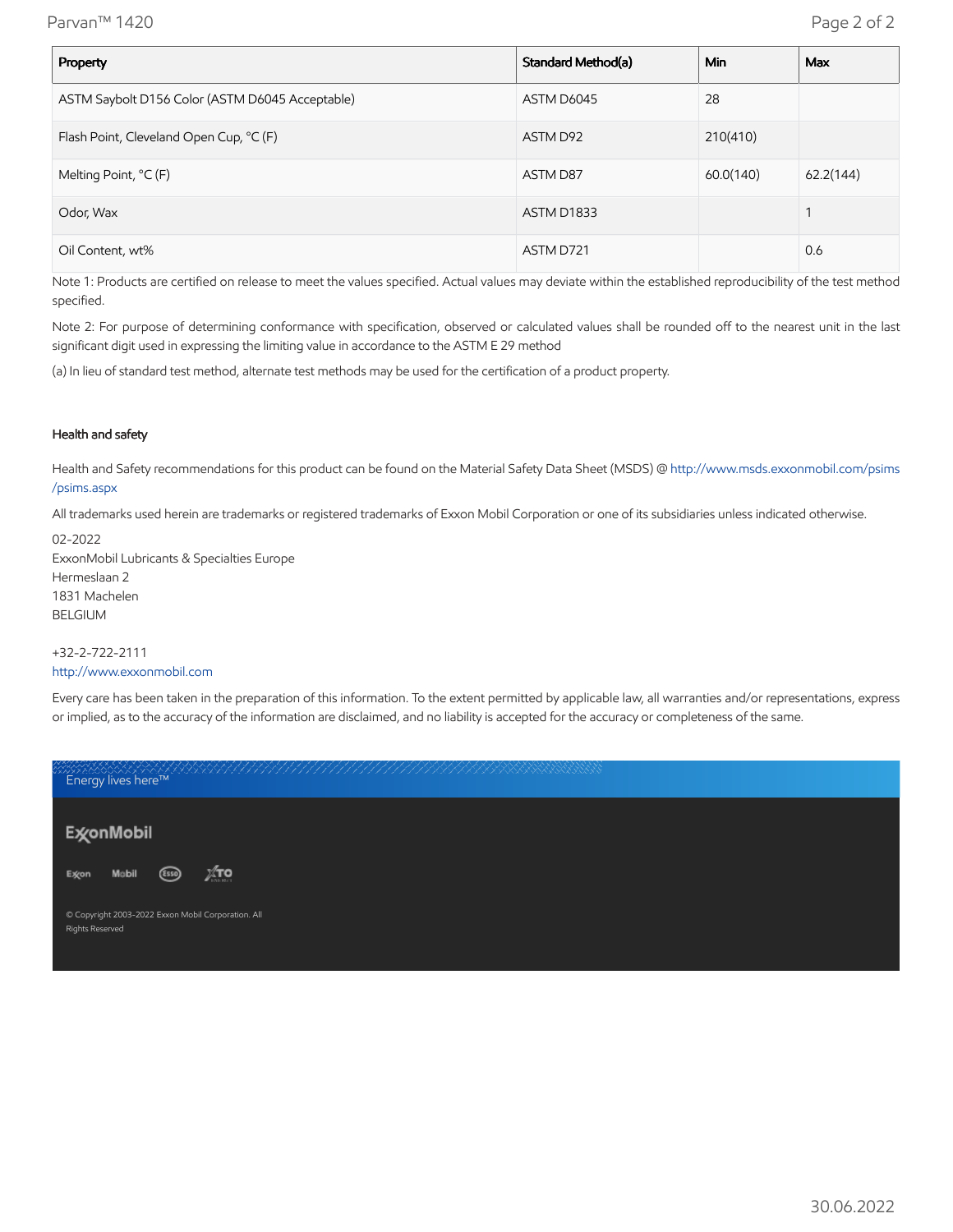| Property | Standard Method(a) | Min | Max |
|---|---|---|---|
| ASTM Saybolt D156 Color (ASTM D6045 Acceptable) | ASTM D6045 | 28 | |
| Flash Point, Cleveland Open Cup, °C (F) | ASTM D92 | 210(410) | |
| Melting Point, °C (F) | ASTM D87 | 60.0(140) | 62.2(144) |
| Odor, Wax | ASTM D1833 | | 1 |
| Oil Content, wt% | ASTM D721 | | 0.6 |

Note 1: Products are certified on release to meet the values specified. Actual values may deviate within the established reproducibility of the test method specified.

Note 2: For purpose of determining conformance with specification, observed or calculated values shall be rounded off to the nearest unit in the last significant digit used in expressing the limiting value in accordance to the ASTM E 29 method

(a) In lieu of standard test method, alternate test methods may be used for the certification of a product property.

### Health and safety

Health and Safety recommendations for this product can be found on the Material Safety Data Sheet (MSDS) @ http://www.msds.exxonmobil.com/psims/psims.aspx

All trademarks used herein are trademarks or registered trademarks of Exxon Mobil Corporation or one of its subsidiaries unless indicated otherwise.

02-2022
ExxonMobil Lubricants & Specialties Europe
Hermeslaan 2
1831 Machelen
BELGIUM

+32-2-722-2111
http://www.exxonmobil.com

Every care has been taken in the preparation of this information. To the extent permitted by applicable law, all warranties and/or representations, express or implied, as to the accuracy of the information are disclaimed, and no liability is accepted for the accuracy or completeness of the same.

Energy lives here™

ExxonMobil

Exxon Mobil Esso XTO

© Copyright 2003-2022 Exxon Mobil Corporation. All Rights Reserved